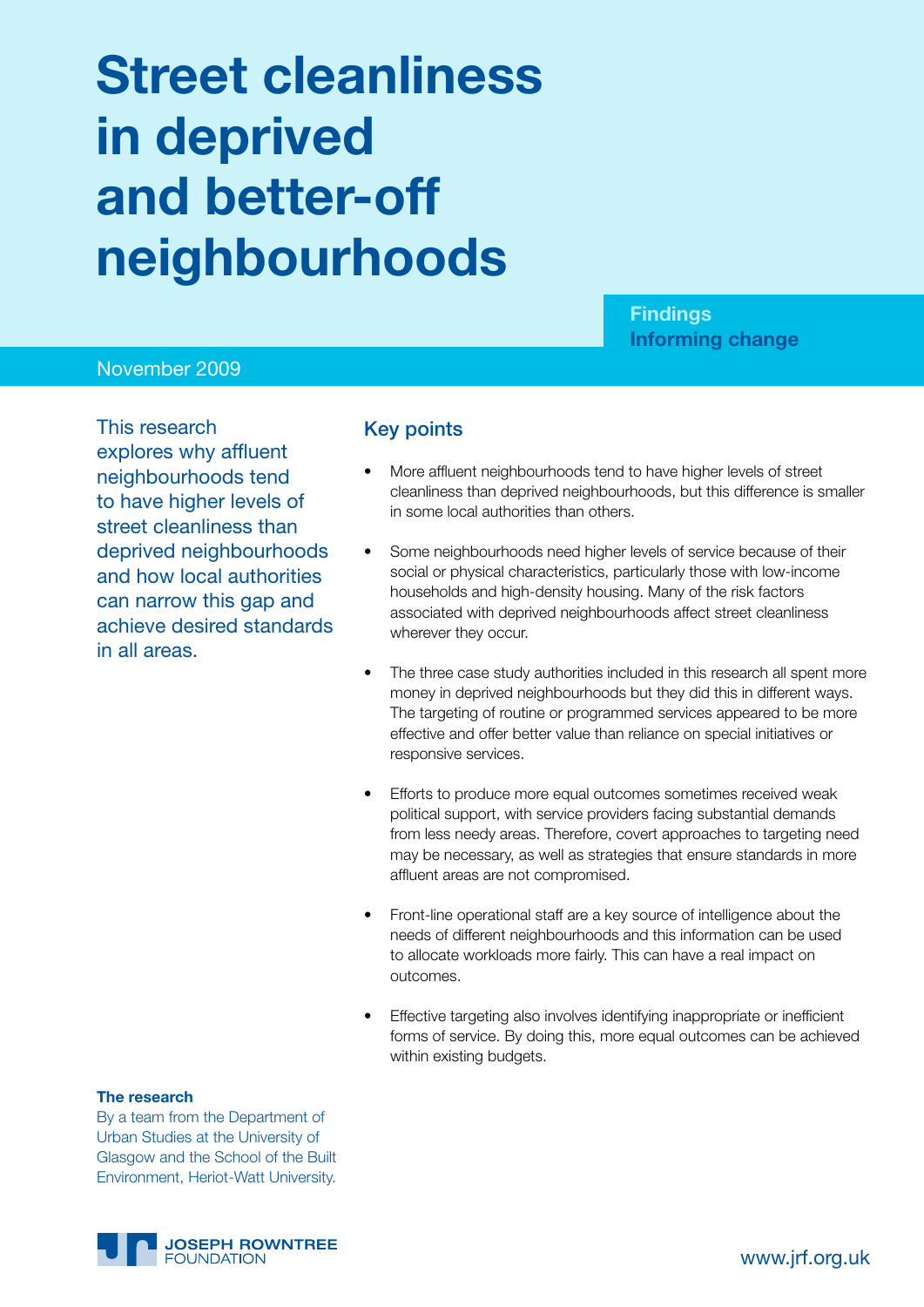# Street cleanliness in deprived and better-off neighbourhoods

**Findings**
**Informing change**

November 2009

This research explores why affluent neighbourhoods tend to have higher levels of street cleanliness than deprived neighbourhoods and how local authorities can narrow this gap and achieve desired standards in all areas.

## Key points

- More affluent neighbourhoods tend to have higher levels of street cleanliness than deprived neighbourhoods, but this difference is smaller in some local authorities than others.
- Some neighbourhoods need higher levels of service because of their social or physical characteristics, particularly those with low-income households and high-density housing. Many of the risk factors associated with deprived neighbourhoods affect street cleanliness wherever they occur.
- The three case study authorities included in this research all spent more money in deprived neighbourhoods but they did this in different ways. The targeting of routine or programmed services appeared to be more effective and offer better value than reliance on special initiatives or responsive services.
- Efforts to produce more equal outcomes sometimes received weak political support, with service providers facing substantial demands from less needy areas. Therefore, covert approaches to targeting need may be necessary, as well as strategies that ensure standards in more affluent areas are not compromised.
- Front-line operational staff are a key source of intelligence about the needs of different neighbourhoods and this information can be used to allocate workloads more fairly. This can have a real impact on outcomes.
- Effective targeting also involves identifying inappropriate or inefficient forms of service. By doing this, more equal outcomes can be achieved within existing budgets.

**The research**

By a team from the Department of Urban Studies at the University of Glasgow and the School of the Built Environment, Heriot-Watt University.

JOSEPH ROWNTREE FOUNDATION

www.jrf.org.uk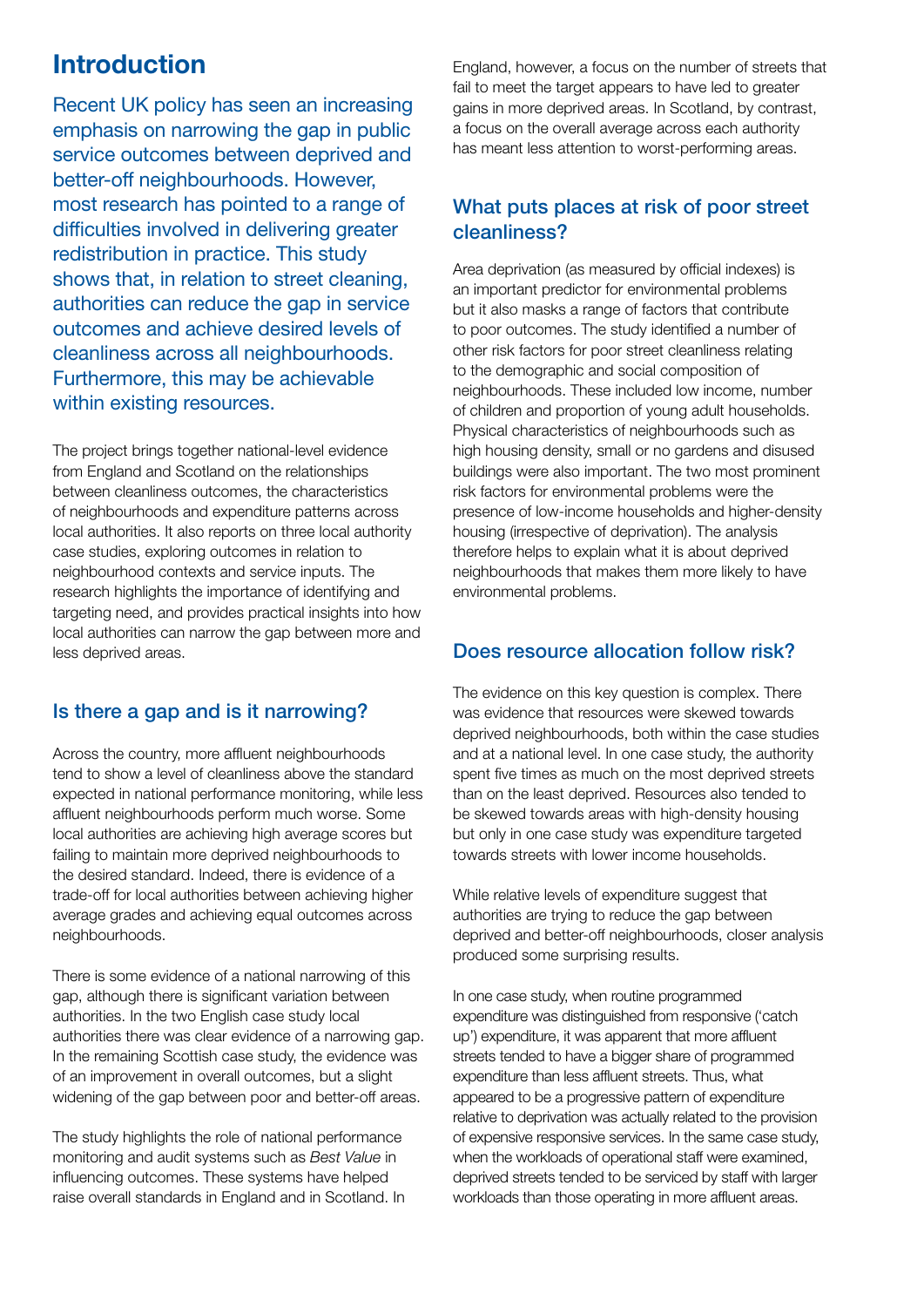# Introduction

Recent UK policy has seen an increasing emphasis on narrowing the gap in public service outcomes between deprived and better-off neighbourhoods. However, most research has pointed to a range of difficulties involved in delivering greater redistribution in practice. This study shows that, in relation to street cleaning, authorities can reduce the gap in service outcomes and achieve desired levels of cleanliness across all neighbourhoods. Furthermore, this may be achievable within existing resources.

The project brings together national-level evidence from England and Scotland on the relationships between cleanliness outcomes, the characteristics of neighbourhoods and expenditure patterns across local authorities. It also reports on three local authority case studies, exploring outcomes in relation to neighbourhood contexts and service inputs. The research highlights the importance of identifying and targeting need, and provides practical insights into how local authorities can narrow the gap between more and less deprived areas.

## Is there a gap and is it narrowing?

Across the country, more affluent neighbourhoods tend to show a level of cleanliness above the standard expected in national performance monitoring, while less affluent neighbourhoods perform much worse. Some local authorities are achieving high average scores but failing to maintain more deprived neighbourhoods to the desired standard. Indeed, there is evidence of a trade-off for local authorities between achieving higher average grades and achieving equal outcomes across neighbourhoods.

There is some evidence of a national narrowing of this gap, although there is significant variation between authorities. In the two English case study local authorities there was clear evidence of a narrowing gap. In the remaining Scottish case study, the evidence was of an improvement in overall outcomes, but a slight widening of the gap between poor and better-off areas.

The study highlights the role of national performance monitoring and audit systems such as *Best Value* in influencing outcomes. These systems have helped raise overall standards in England and in Scotland. In England, however, a focus on the number of streets that fail to meet the target appears to have led to greater gains in more deprived areas. In Scotland, by contrast, a focus on the overall average across each authority has meant less attention to worst-performing areas.

## What puts places at risk of poor street cleanliness?

Area deprivation (as measured by official indexes) is an important predictor for environmental problems but it also masks a range of factors that contribute to poor outcomes. The study identified a number of other risk factors for poor street cleanliness relating to the demographic and social composition of neighbourhoods. These included low income, number of children and proportion of young adult households. Physical characteristics of neighbourhoods such as high housing density, small or no gardens and disused buildings were also important. The two most prominent risk factors for environmental problems were the presence of low-income households and higher-density housing (irrespective of deprivation). The analysis therefore helps to explain what it is about deprived neighbourhoods that makes them more likely to have environmental problems.

## Does resource allocation follow risk?

The evidence on this key question is complex. There was evidence that resources were skewed towards deprived neighbourhoods, both within the case studies and at a national level. In one case study, the authority spent five times as much on the most deprived streets than on the least deprived. Resources also tended to be skewed towards areas with high-density housing but only in one case study was expenditure targeted towards streets with lower income households.

While relative levels of expenditure suggest that authorities are trying to reduce the gap between deprived and better-off neighbourhoods, closer analysis produced some surprising results.

In one case study, when routine programmed expenditure was distinguished from responsive ('catch up') expenditure, it was apparent that more affluent streets tended to have a bigger share of programmed expenditure than less affluent streets. Thus, what appeared to be a progressive pattern of expenditure relative to deprivation was actually related to the provision of expensive responsive services. In the same case study, when the workloads of operational staff were examined, deprived streets tended to be serviced by staff with larger workloads than those operating in more affluent areas.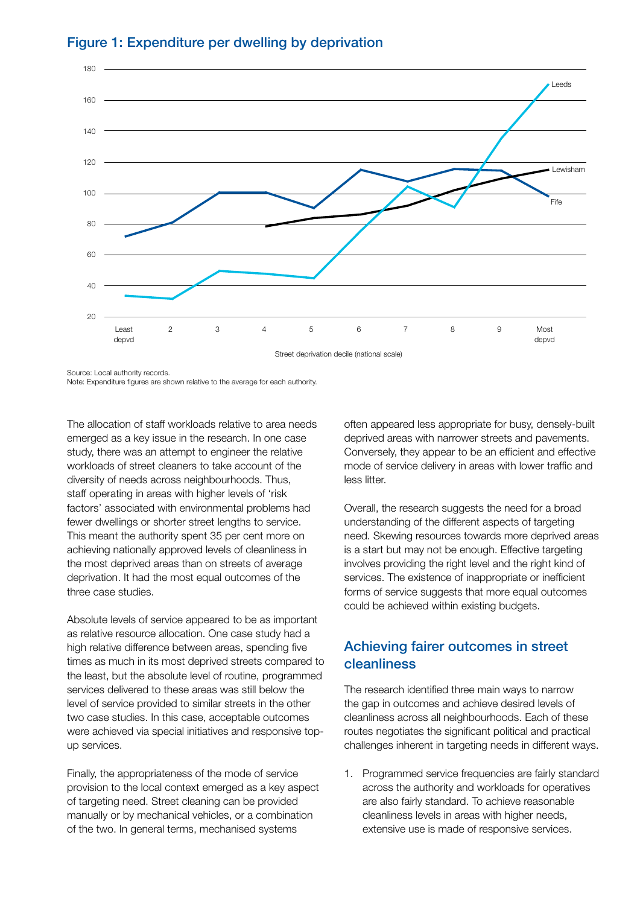## Figure 1: Expenditure per dwelling by deprivation

Source: Local authority records.
Note: Expenditure figures are shown relative to the average for each authority.

The allocation of staff workloads relative to area needs emerged as a key issue in the research. In one case study, there was an attempt to engineer the relative workloads of street cleaners to take account of the diversity of needs across neighbourhoods. Thus, staff operating in areas with higher levels of 'risk factors' associated with environmental problems had fewer dwellings or shorter street lengths to service. This meant the authority spent 35 per cent more on achieving nationally approved levels of cleanliness in the most deprived areas than on streets of average deprivation. It had the most equal outcomes of the three case studies.

Absolute levels of service appeared to be as important as relative resource allocation. One case study had a high relative difference between areas, spending five times as much in its most deprived streets compared to the least, but the absolute level of routine, programmed services delivered to these areas was still below the level of service provided to similar streets in the other two case studies. In this case, acceptable outcomes were achieved via special initiatives and responsive top-up services.

Finally, the appropriateness of the mode of service provision to the local context emerged as a key aspect of targeting need. Street cleaning can be provided manually or by mechanical vehicles, or a combination of the two. In general terms, mechanised systems often appeared less appropriate for busy, densely-built deprived areas with narrower streets and pavements. Conversely, they appear to be an efficient and effective mode of service delivery in areas with lower traffic and less litter.

Overall, the research suggests the need for a broad understanding of the different aspects of targeting need. Skewing resources towards more deprived areas is a start but may not be enough. Effective targeting involves providing the right level and the right kind of services. The existence of inappropriate or inefficient forms of service suggests that more equal outcomes could be achieved within existing budgets.

## Achieving fairer outcomes in street cleanliness

The research identified three main ways to narrow the gap in outcomes and achieve desired levels of cleanliness across all neighbourhoods. Each of these routes negotiates the significant political and practical challenges inherent in targeting needs in different ways.

1. Programmed service frequencies are fairly standard across the authority and workloads for operatives are also fairly standard. To achieve reasonable cleanliness levels in areas with higher needs, extensive use is made of responsive services.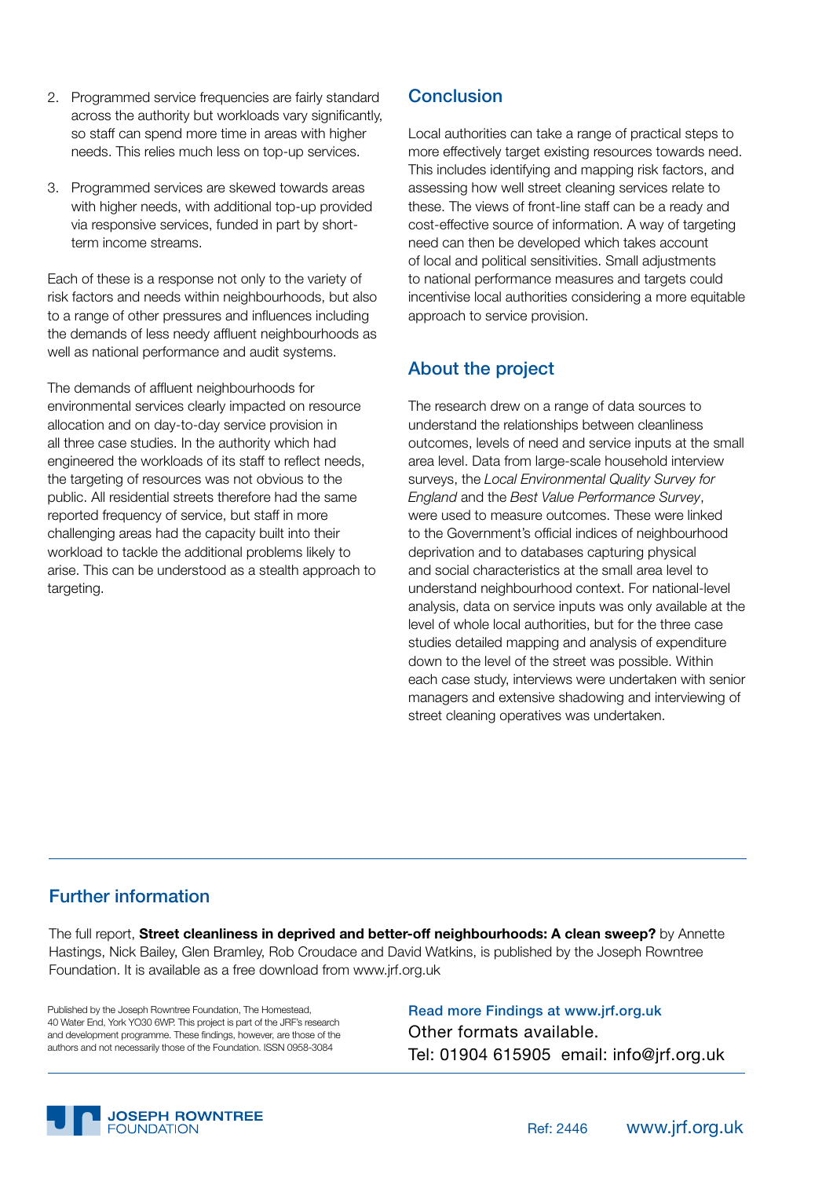2. Programmed service frequencies are fairly standard across the authority but workloads vary significantly, so staff can spend more time in areas with higher needs. This relies much less on top-up services.

3. Programmed services are skewed towards areas with higher needs, with additional top-up provided via responsive services, funded in part by short-term income streams.

Each of these is a response not only to the variety of risk factors and needs within neighbourhoods, but also to a range of other pressures and influences including the demands of less needy affluent neighbourhoods as well as national performance and audit systems.

The demands of affluent neighbourhoods for environmental services clearly impacted on resource allocation and on day-to-day service provision in all three case studies. In the authority which had engineered the workloads of its staff to reflect needs, the targeting of resources was not obvious to the public. All residential streets therefore had the same reported frequency of service, but staff in more challenging areas had the capacity built into their workload to tackle the additional problems likely to arise. This can be understood as a stealth approach to targeting.

## Conclusion

Local authorities can take a range of practical steps to more effectively target existing resources towards need. This includes identifying and mapping risk factors, and assessing how well street cleaning services relate to these. The views of front-line staff can be a ready and cost-effective source of information. A way of targeting need can then be developed which takes account of local and political sensitivities. Small adjustments to national performance measures and targets could incentivise local authorities considering a more equitable approach to service provision.

## About the project

The research drew on a range of data sources to understand the relationships between cleanliness outcomes, levels of need and service inputs at the small area level. Data from large-scale household interview surveys, the *Local Environmental Quality Survey for England* and the *Best Value Performance Survey*, were used to measure outcomes. These were linked to the Government's official indices of neighbourhood deprivation and to databases capturing physical and social characteristics at the small area level to understand neighbourhood context. For national-level analysis, data on service inputs was only available at the level of whole local authorities, but for the three case studies detailed mapping and analysis of expenditure down to the level of the street was possible. Within each case study, interviews were undertaken with senior managers and extensive shadowing and interviewing of street cleaning operatives was undertaken.

## Further information

The full report, **Street cleanliness in deprived and better-off neighbourhoods: A clean sweep?** by Annette Hastings, Nick Bailey, Glen Bramley, Rob Croudace and David Watkins, is published by the Joseph Rowntree Foundation. It is available as a free download from www.jrf.org.uk

Published by the Joseph Rowntree Foundation, The Homestead, 40 Water End, York YO30 6WP. This project is part of the JRF's research and development programme. These findings, however, are those of the authors and not necessarily those of the Foundation. ISSN 0958-3084

Read more Findings at www.jrf.org.uk
Other formats available.
Tel: 01904 615905 email: info@jrf.org.uk

JOSEPH ROWNTREE FOUNDATION

Ref: 2446 www.jrf.org.uk